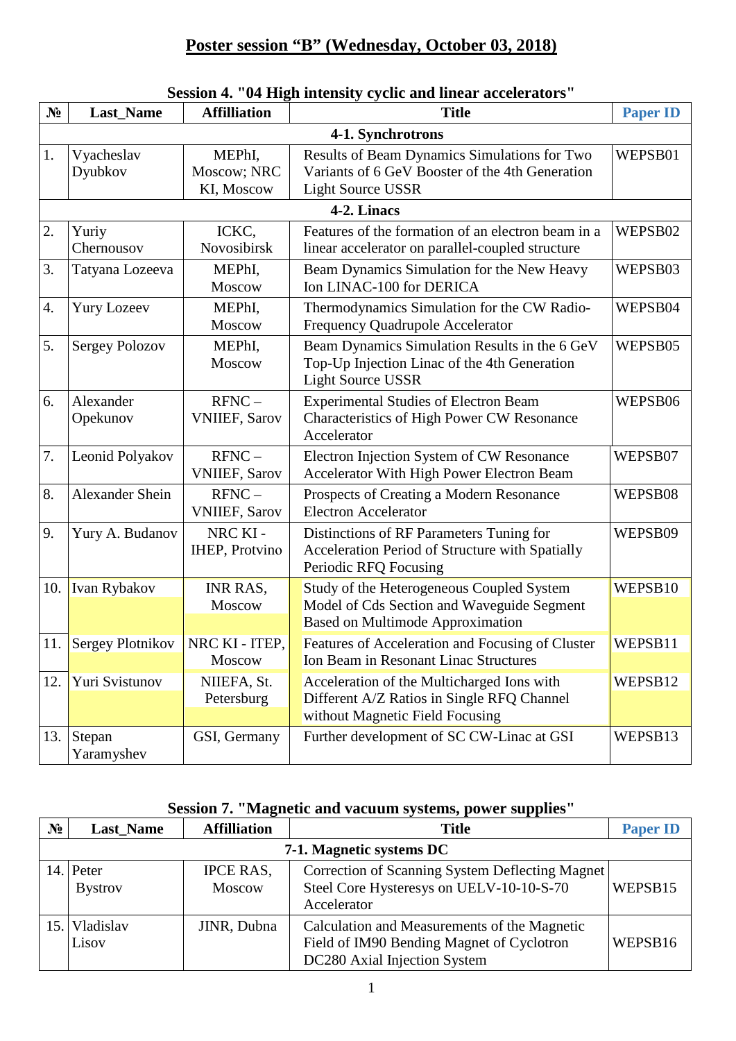# Poster session "B" (Wednesday, October 03, 2018)

## Session 4. "04 High intensity cyclic and linear accelerators"

| № | Last_Name | Affilliation | Title | Paper ID |
|---|---|---|---|---|
| **4-1. Synchrotrons** | | | | |
| 1. | Vyacheslav Dyubkov | MEPhI, Moscow; NRC KI, Moscow | Results of Beam Dynamics Simulations for Two Variants of 6 GeV Booster of the 4th Generation Light Source USSR | WEPSB01 |
| **4-2. Linacs** | | | | |
| 2. | Yuriy Chernousov | ICKC, Novosibirsk | Features of the formation of an electron beam in a linear accelerator on parallel-coupled structure | WEPSB02 |
| 3. | Tatyana Lozeeva | MEPhI, Moscow | Beam Dynamics Simulation for the New Heavy Ion LINAC-100 for DERICA | WEPSB03 |
| 4. | Yury Lozeev | MEPhI, Moscow | Thermodynamics Simulation for the CW Radio-Frequency Quadrupole Accelerator | WEPSB04 |
| 5. | Sergey Polozov | MEPhI, Moscow | Beam Dynamics Simulation Results in the 6 GeV Top-Up Injection Linac of the 4th Generation Light Source USSR | WEPSB05 |
| 6. | Alexander Opekunov | RFNC – VNIIEF, Sarov | Experimental Studies of Electron Beam Characteristics of High Power CW Resonance Accelerator | WEPSB06 |
| 7. | Leonid Polyakov | RFNC – VNIIEF, Sarov | Electron Injection System of CW Resonance Accelerator With High Power Electron Beam | WEPSB07 |
| 8. | Alexander Shein | RFNC – VNIIEF, Sarov | Prospects of Creating a Modern Resonance Electron Accelerator | WEPSB08 |
| 9. | Yury A. Budanov | NRC KI - IHEP, Protvino | Distinctions of RF Parameters Tuning for Acceleration Period of Structure with Spatially Periodic RFQ Focusing | WEPSB09 |
| 10. | Ivan Rybakov | INR RAS, Moscow | Study of the Heterogeneous Coupled System Model of Cds Section and Waveguide Segment Based on Multimode Approximation | WEPSB10 |
| 11. | Sergey Plotnikov | NRC KI - ITEP, Moscow | Features of Acceleration and Focusing of Cluster Ion Beam in Resonant Linac Structures | WEPSB11 |
| 12. | Yuri Svistunov | NIIEFA, St. Petersburg | Acceleration of the Multicharged Ions with Different A/Z Ratios in Single RFQ Channel without Magnetic Field Focusing | WEPSB12 |
| 13. | Stepan Yaramyshev | GSI, Germany | Further development of SC CW-Linac at GSI | WEPSB13 |

## Session 7. "Magnetic and vacuum systems, power supplies"

| № | Last_Name | Affilliation | Title | Paper ID |
|---|---|---|---|---|
| **7-1. Magnetic systems DC** | | | | |
| 14. | Peter Bystrov | IPCE RAS, Moscow | Correction of Scanning System Deflecting Magnet Steel Core Hysteresys on UELV-10-10-S-70 Accelerator | WEPSB15 |
| 15. | Vladislav Lisov | JINR, Dubna | Calculation and Measurements of the Magnetic Field of IM90 Bending Magnet of Cyclotron DC280 Axial Injection System | WEPSB16 |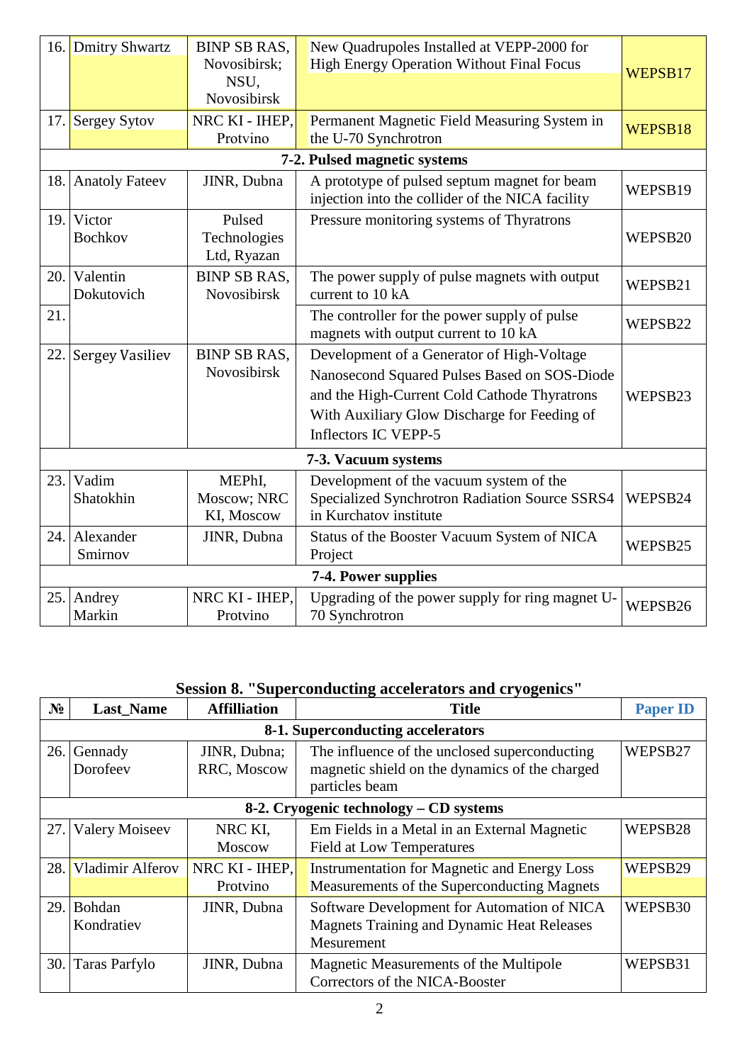| № | Last_Name | Affilliation | Title | Paper ID |
|---|---|---|---|---|
| 16. | Dmitry Shwartz | BINP SB RAS, Novosibirsk; NSU, Novosibirsk | New Quadrupoles Installed at VEPP-2000 for High Energy Operation Without Final Focus | WEPSB17 |
| 17. | Sergey Sytov | NRC KI - IHEP, Protvino | Permanent Magnetic Field Measuring System in the U-70 Synchrotron | WEPSB18 |
| **7-2. Pulsed magnetic systems** | | | | |
| 18. | Anatoly Fateev | JINR, Dubna | A prototype of pulsed septum magnet for beam injection into the collider of the NICA facility | WEPSB19 |
| 19. | Victor Bochkov | Pulsed Technologies Ltd, Ryazan | Pressure monitoring systems of Thyratrons | WEPSB20 |
| 20. | Valentin Dokutovich | BINP SB RAS, Novosibirsk | The power supply of pulse magnets with output current to 10 kA | WEPSB21 |
| 21. | | | The controller for the power supply of pulse magnets with output current to 10 kA | WEPSB22 |
| 22. | Sergey Vasiliev | BINP SB RAS, Novosibirsk | Development of a Generator of High-Voltage Nanosecond Squared Pulses Based on SOS-Diode and the High-Current Cold Cathode Thyratrons With Auxiliary Glow Discharge for Feeding of Inflectors IC VEPP-5 | WEPSB23 |
| **7-3. Vacuum systems** | | | | |
| 23. | Vadim Shatokhin | MEPhI, Moscow; NRC KI, Moscow | Development of the vacuum system of the Specialized Synchrotron Radiation Source SSRS4 in Kurchatov institute | WEPSB24 |
| 24. | Alexander Smirnov | JINR, Dubna | Status of the Booster Vacuum System of NICA Project | WEPSB25 |
| **7-4. Power supplies** | | | | |
| 25. | Andrey Markin | NRC KI - IHEP, Protvino | Upgrading of the power supply for ring magnet U-70 Synchrotron | WEPSB26 |

## Session 8. "Superconducting accelerators and cryogenics"

| № | Last_Name | Affilliation | Title | Paper ID |
|---|---|---|---|---|
| **8-1. Superconducting accelerators** | | | | |
| 26. | Gennady Dorofeev | JINR, Dubna; RRC, Moscow | The influence of the unclosed superconducting magnetic shield on the dynamics of the charged particles beam | WEPSB27 |
| **8-2. Cryogenic technology – CD systems** | | | | |
| 27. | Valery Moiseev | NRC KI, Moscow | Em Fields in a Metal in an External Magnetic Field at Low Temperatures | WEPSB28 |
| 28. | Vladimir Alferov | NRC KI - IHEP, Protvino | Instrumentation for Magnetic and Energy Loss Measurements of the Superconducting Magnets | WEPSB29 |
| 29. | Bohdan Kondratiev | JINR, Dubna | Software Development for Automation of NICA Magnets Training and Dynamic Heat Releases Mesurement | WEPSB30 |
| 30. | Taras Parfylo | JINR, Dubna | Magnetic Measurements of the Multipole Correctors of the NICA-Booster | WEPSB31 |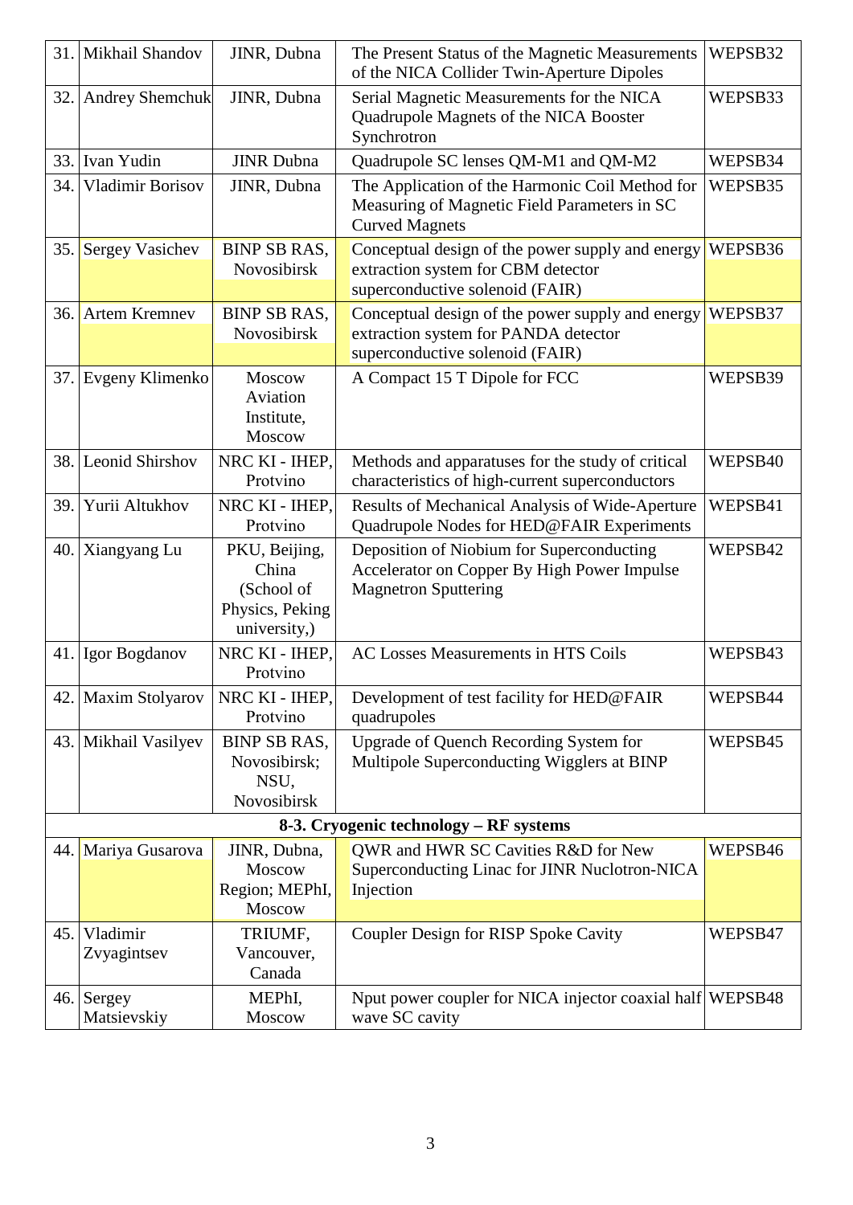| | | | | |
|---|---|---|---|---|
| 31. | Mikhail Shandov | JINR, Dubna | The Present Status of the Magnetic Measurements of the NICA Collider Twin-Aperture Dipoles | WEPSB32 |
| 32. | Andrey Shemchuk | JINR, Dubna | Serial Magnetic Measurements for the NICA Quadrupole Magnets of the NICA Booster Synchrotron | WEPSB33 |
| 33. | Ivan Yudin | JINR Dubna | Quadrupole SC lenses QM-M1 and QM-M2 | WEPSB34 |
| 34. | Vladimir Borisov | JINR, Dubna | The Application of the Harmonic Coil Method for Measuring of Magnetic Field Parameters in SC Curved Magnets | WEPSB35 |
| 35. | Sergey Vasichev | BINP SB RAS, Novosibirsk | Conceptual design of the power supply and energy extraction system for CBM detector superconductive solenoid (FAIR) | WEPSB36 |
| 36. | Artem Kremnev | BINP SB RAS, Novosibirsk | Conceptual design of the power supply and energy extraction system for PANDA detector superconductive solenoid (FAIR) | WEPSB37 |
| 37. | Evgeny Klimenko | Moscow Aviation Institute, Moscow | A Compact 15 T Dipole for FCC | WEPSB39 |
| 38. | Leonid Shirshov | NRC KI - IHEP, Protvino | Methods and apparatuses for the study of critical characteristics of high-current superconductors | WEPSB40 |
| 39. | Yurii Altukhov | NRC KI - IHEP, Protvino | Results of Mechanical Analysis of Wide-Aperture Quadrupole Nodes for HED@FAIR Experiments | WEPSB41 |
| 40. | Xiangyang Lu | PKU, Beijing, China (School of Physics, Peking university,) | Deposition of Niobium for Superconducting Accelerator on Copper By High Power Impulse Magnetron Sputtering | WEPSB42 |
| 41. | Igor Bogdanov | NRC KI - IHEP, Protvino | AC Losses Measurements in HTS Coils | WEPSB43 |
| 42. | Maxim Stolyarov | NRC KI - IHEP, Protvino | Development of test facility for HED@FAIR quadrupoles | WEPSB44 |
| 43. | Mikhail Vasilyev | BINP SB RAS, Novosibirsk; NSU, Novosibirsk | Upgrade of Quench Recording System for Multipole Superconducting Wigglers at BINP | WEPSB45 |
| | | | **8-3. Cryogenic technology – RF systems** | |
| 44. | Mariya Gusarova | JINR, Dubna, Moscow Region; MEPhI, Moscow | QWR and HWR SC Cavities R&D for New Superconducting Linac for JINR Nuclotron-NICA Injection | WEPSB46 |
| 45. | Vladimir Zvyagintsev | TRIUMF, Vancouver, Canada | Coupler Design for RISP Spoke Cavity | WEPSB47 |
| 46. | Sergey Matsievskiy | MEPhI, Moscow | Nput power coupler for NICA injector coaxial half wave SC cavity | WEPSB48 |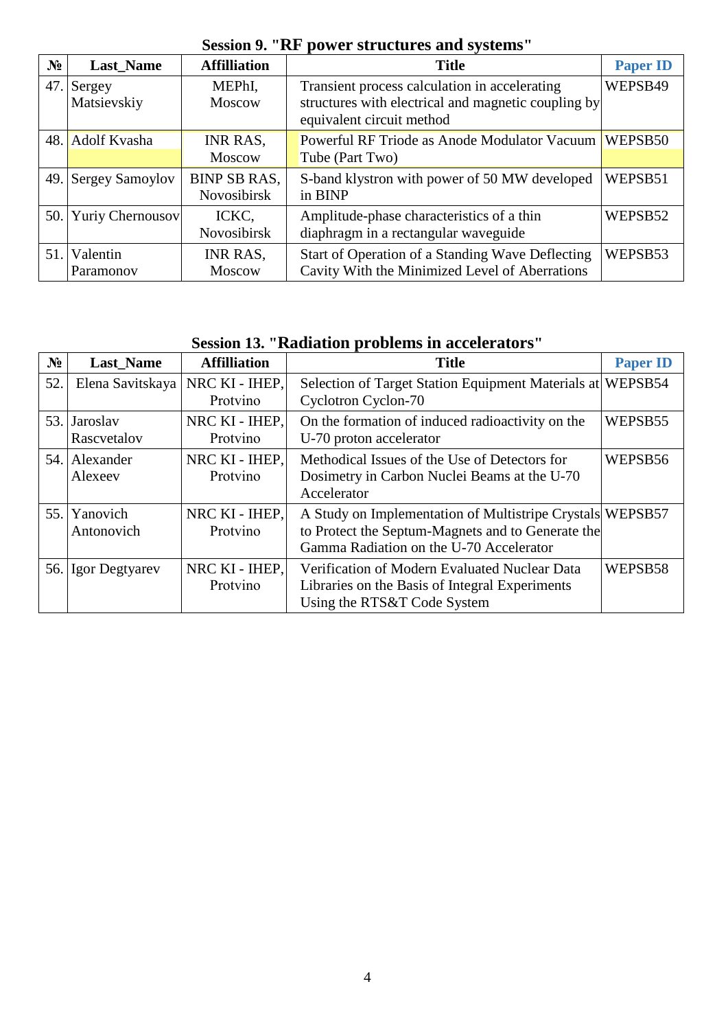### Session 9. "RF power structures and systems"

| № | Last_Name | Affilliation | Title | Paper ID |
|---|---|---|---|---|
| 47. | Sergey Matsievskiy | MEPhI, Moscow | Transient process calculation in accelerating structures with electrical and magnetic coupling by equivalent circuit method | WEPSB49 |
| 48. | Adolf Kvasha | INR RAS, Moscow | Powerful RF Triode as Anode Modulator Vacuum Tube (Part Two) | WEPSB50 |
| 49. | Sergey Samoylov | BINP SB RAS, Novosibirsk | S-band klystron with power of 50 MW developed in BINP | WEPSB51 |
| 50. | Yuriy Chernousov | ICKC, Novosibirsk | Amplitude-phase characteristics of a thin diaphragm in a rectangular waveguide | WEPSB52 |
| 51. | Valentin Paramonov | INR RAS, Moscow | Start of Operation of a Standing Wave Deflecting Cavity With the Minimized Level of Aberrations | WEPSB53 |

### Session 13. "Radiation problems in accelerators"

| № | Last_Name | Affilliation | Title | Paper ID |
|---|---|---|---|---|
| 52. | Elena Savitskaya | NRC KI - IHEP, Protvino | Selection of Target Station Equipment Materials at Cyclotron Cyclon-70 | WEPSB54 |
| 53. | Jaroslav Rascvetalov | NRC KI - IHEP, Protvino | On the formation of induced radioactivity on the U-70 proton accelerator | WEPSB55 |
| 54. | Alexander Alexeev | NRC KI - IHEP, Protvino | Methodical Issues of the Use of Detectors for Dosimetry in Carbon Nuclei Beams at the U-70 Accelerator | WEPSB56 |
| 55. | Yanovich Antonovich | NRC KI - IHEP, Protvino | A Study on Implementation of Multistripe Crystals to Protect the Septum-Magnets and to Generate the Gamma Radiation on the U-70 Accelerator | WEPSB57 |
| 56. | Igor Degtyarev | NRC KI - IHEP, Protvino | Verification of Modern Evaluated Nuclear Data Libraries on the Basis of Integral Experiments Using the RTS&T Code System | WEPSB58 |